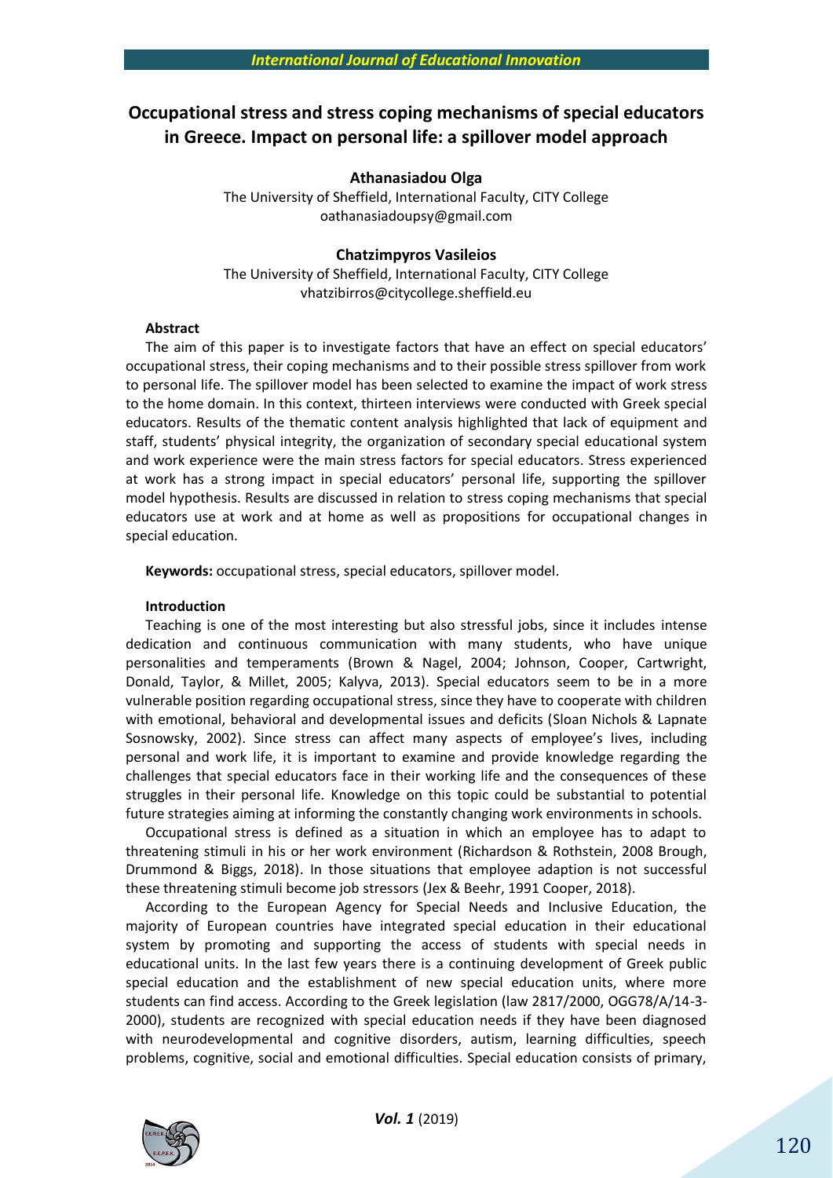# Occupational stress and stress coping mechanisms of special educators in Greece. Impact on personal life: a spillover model approach

**Athanasiadou Olga**
The University of Sheffield, International Faculty, CITY College
oathanasiadoupsy@gmail.com

**Chatzimpyros Vasileios**
The University of Sheffield, International Faculty, CITY College
vhatzibirros@citycollege.sheffield.eu

**Abstract**

The aim of this paper is to investigate factors that have an effect on special educators' occupational stress, their coping mechanisms and to their possible stress spillover from work to personal life. The spillover model has been selected to examine the impact of work stress to the home domain. In this context, thirteen interviews were conducted with Greek special educators. Results of the thematic content analysis highlighted that lack of equipment and staff, students' physical integrity, the organization of secondary special educational system and work experience were the main stress factors for special educators. Stress experienced at work has a strong impact in special educators' personal life, supporting the spillover model hypothesis. Results are discussed in relation to stress coping mechanisms that special educators use at work and at home as well as propositions for occupational changes in special education.

**Keywords:** occupational stress, special educators, spillover model.

**Introduction**

Teaching is one of the most interesting but also stressful jobs, since it includes intense dedication and continuous communication with many students, who have unique personalities and temperaments (Brown & Nagel, 2004; Johnson, Cooper, Cartwright, Donald, Taylor, & Millet, 2005; Kalyva, 2013). Special educators seem to be in a more vulnerable position regarding occupational stress, since they have to cooperate with children with emotional, behavioral and developmental issues and deficits (Sloan Nichols & Lapnate Sosnowsky, 2002). Since stress can affect many aspects of employee's lives, including personal and work life, it is important to examine and provide knowledge regarding the challenges that special educators face in their working life and the consequences of these struggles in their personal life. Knowledge on this topic could be substantial to potential future strategies aiming at informing the constantly changing work environments in schools.

Occupational stress is defined as a situation in which an employee has to adapt to threatening stimuli in his or her work environment (Richardson & Rothstein, 2008 Brough, Drummond & Biggs, 2018). In those situations that employee adaption is not successful these threatening stimuli become job stressors (Jex & Beehr, 1991 Cooper, 2018).

According to the European Agency for Special Needs and Inclusive Education, the majority of European countries have integrated special education in their educational system by promoting and supporting the access of students with special needs in educational units. In the last few years there is a continuing development of Greek public special education and the establishment of new special education units, where more students can find access. According to the Greek legislation (law 2817/2000, OGG78/A/14-3-2000), students are recognized with special education needs if they have been diagnosed with neurodevelopmental and cognitive disorders, autism, learning difficulties, speech problems, cognitive, social and emotional difficulties. Special education consists of primary,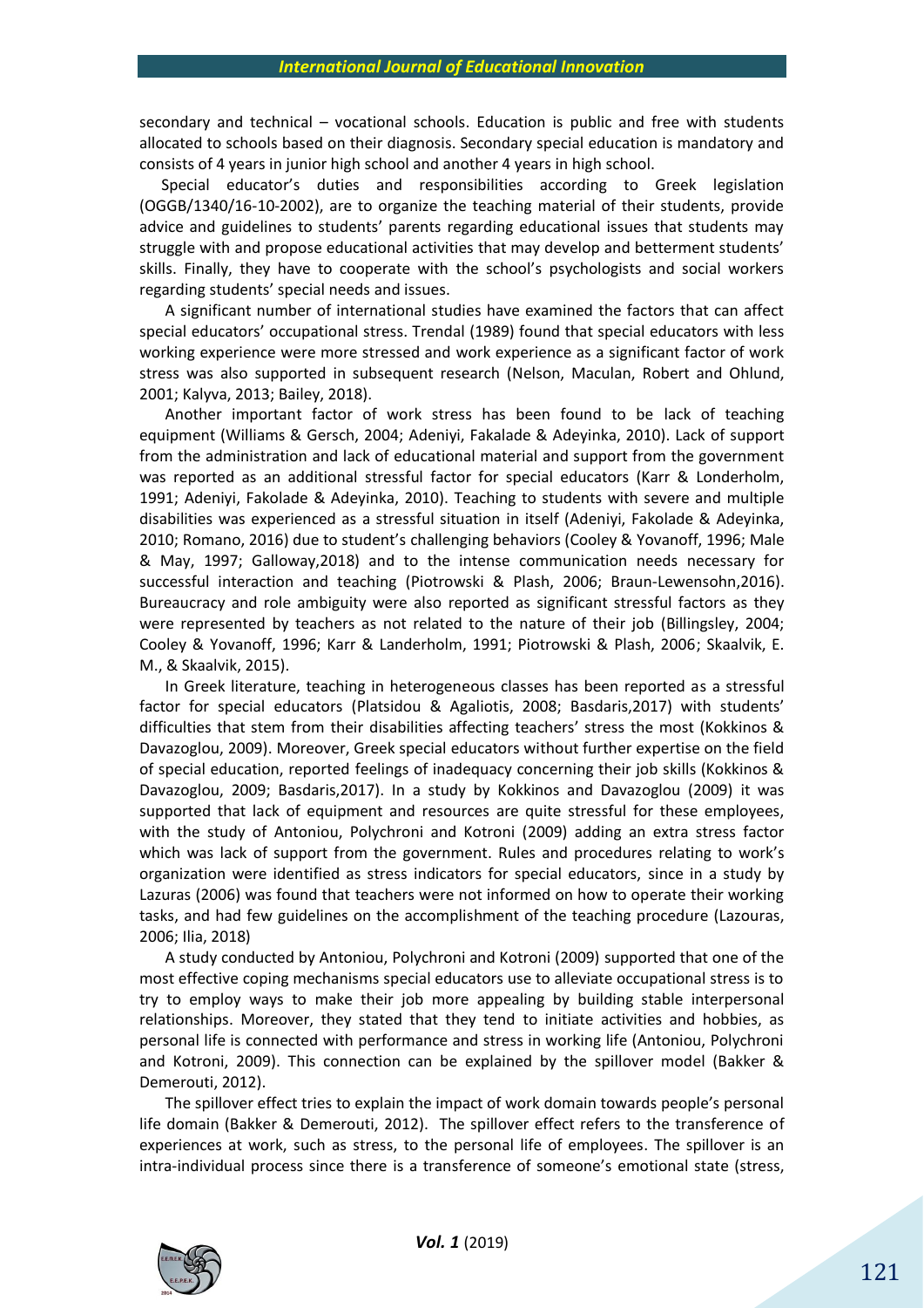secondary and technical – vocational schools. Education is public and free with students allocated to schools based on their diagnosis. Secondary special education is mandatory and consists of 4 years in junior high school and another 4 years in high school.

Special educator's duties and responsibilities according to Greek legislation (OGGB/1340/16-10-2002), are to organize the teaching material of their students, provide advice and guidelines to students' parents regarding educational issues that students may struggle with and propose educational activities that may develop and betterment students' skills. Finally, they have to cooperate with the school's psychologists and social workers regarding students' special needs and issues.

A significant number of international studies have examined the factors that can affect special educators' occupational stress. Trendal (1989) found that special educators with less working experience were more stressed and work experience as a significant factor of work stress was also supported in subsequent research (Nelson, Maculan, Robert and Ohlund, 2001; Kalyva, 2013; Bailey, 2018).

Another important factor of work stress has been found to be lack of teaching equipment (Williams & Gersch, 2004; Adeniyi, Fakalade & Adeyinka, 2010). Lack of support from the administration and lack of educational material and support from the government was reported as an additional stressful factor for special educators (Karr & Londerholm, 1991; Adeniyi, Fakolade & Adeyinka, 2010). Teaching to students with severe and multiple disabilities was experienced as a stressful situation in itself (Adeniyi, Fakolade & Adeyinka, 2010; Romano, 2016) due to student's challenging behaviors (Cooley & Yovanoff, 1996; Male & May, 1997; Galloway,2018) and to the intense communication needs necessary for successful interaction and teaching (Piotrowski & Plash, 2006; Braun-Lewensohn,2016). Bureaucracy and role ambiguity were also reported as significant stressful factors as they were represented by teachers as not related to the nature of their job (Billingsley, 2004; Cooley & Yovanoff, 1996; Karr & Landerholm, 1991; Piotrowski & Plash, 2006; Skaalvik, E. M., & Skaalvik, 2015).

In Greek literature, teaching in heterogeneous classes has been reported as a stressful factor for special educators (Platsidou & Agaliotis, 2008; Basdaris,2017) with students' difficulties that stem from their disabilities affecting teachers' stress the most (Kokkinos & Davazoglou, 2009). Moreover, Greek special educators without further expertise on the field of special education, reported feelings of inadequacy concerning their job skills (Kokkinos & Davazoglou, 2009; Basdaris,2017). In a study by Kokkinos and Davazoglou (2009) it was supported that lack of equipment and resources are quite stressful for these employees, with the study of Antoniou, Polychroni and Kotroni (2009) adding an extra stress factor which was lack of support from the government. Rules and procedures relating to work's organization were identified as stress indicators for special educators, since in a study by Lazuras (2006) was found that teachers were not informed on how to operate their working tasks, and had few guidelines on the accomplishment of the teaching procedure (Lazouras, 2006; Ilia, 2018)

A study conducted by Antoniou, Polychroni and Kotroni (2009) supported that one of the most effective coping mechanisms special educators use to alleviate occupational stress is to try to employ ways to make their job more appealing by building stable interpersonal relationships. Moreover, they stated that they tend to initiate activities and hobbies, as personal life is connected with performance and stress in working life (Antoniou, Polychroni and Kotroni, 2009). This connection can be explained by the spillover model (Bakker & Demerouti, 2012).

The spillover effect tries to explain the impact of work domain towards people's personal life domain (Bakker & Demerouti, 2012). The spillover effect refers to the transference of experiences at work, such as stress, to the personal life of employees. The spillover is an intra-individual process since there is a transference of someone's emotional state (stress,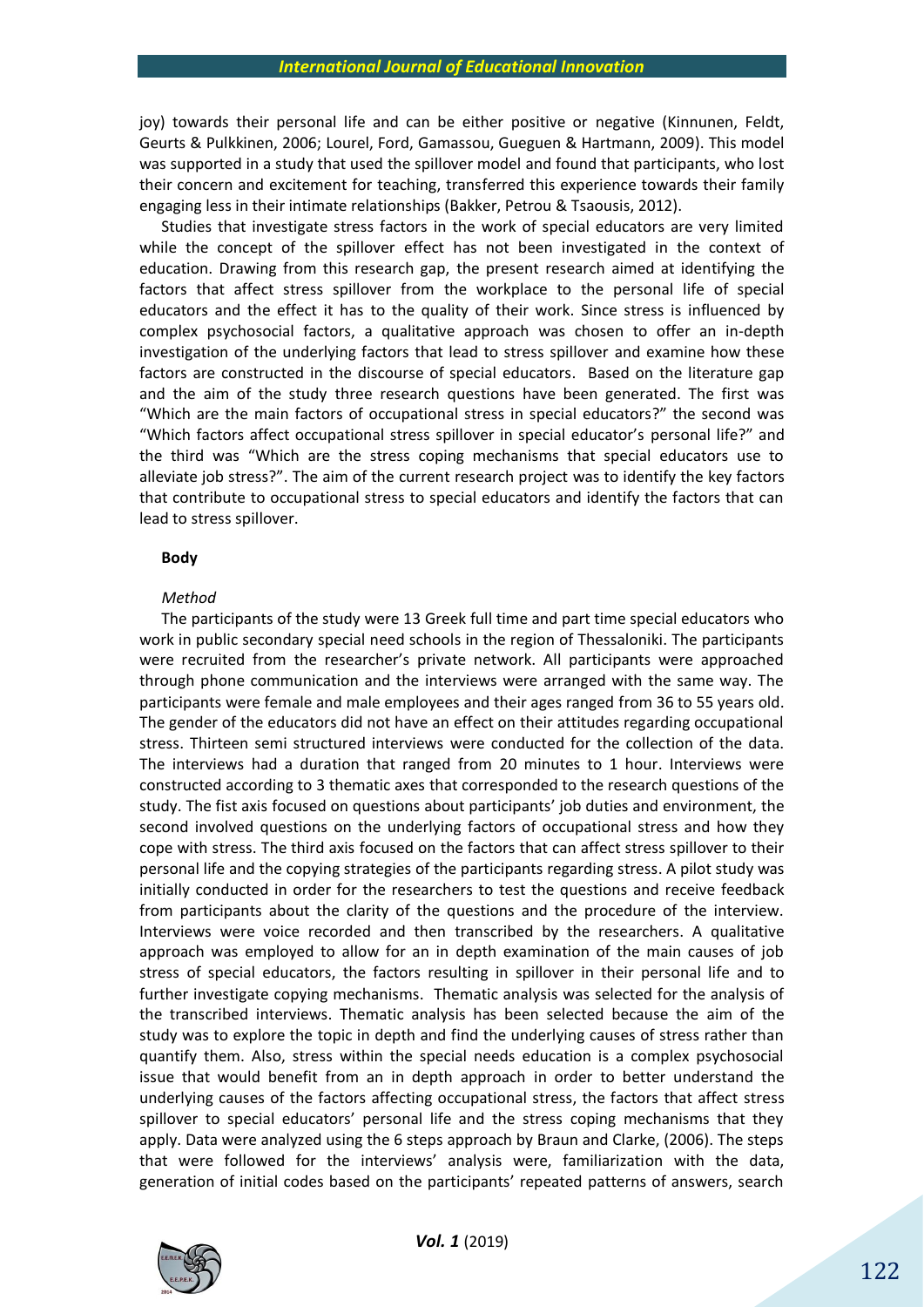joy) towards their personal life and can be either positive or negative (Kinnunen, Feldt, Geurts & Pulkkinen, 2006; Lourel, Ford, Gamassou, Gueguen & Hartmann, 2009). This model was supported in a study that used the spillover model and found that participants, who lost their concern and excitement for teaching, transferred this experience towards their family engaging less in their intimate relationships (Bakker, Petrou & Tsaousis, 2012).

Studies that investigate stress factors in the work of special educators are very limited while the concept of the spillover effect has not been investigated in the context of education. Drawing from this research gap, the present research aimed at identifying the factors that affect stress spillover from the workplace to the personal life of special educators and the effect it has to the quality of their work. Since stress is influenced by complex psychosocial factors, a qualitative approach was chosen to offer an in-depth investigation of the underlying factors that lead to stress spillover and examine how these factors are constructed in the discourse of special educators. Based on the literature gap and the aim of the study three research questions have been generated. The first was "Which are the main factors of occupational stress in special educators?" the second was "Which factors affect occupational stress spillover in special educator's personal life?" and the third was "Which are the stress coping mechanisms that special educators use to alleviate job stress?". The aim of the current research project was to identify the key factors that contribute to occupational stress to special educators and identify the factors that can lead to stress spillover.

**Body**

*Method*

The participants of the study were 13 Greek full time and part time special educators who work in public secondary special need schools in the region of Thessaloniki. The participants were recruited from the researcher's private network. All participants were approached through phone communication and the interviews were arranged with the same way. The participants were female and male employees and their ages ranged from 36 to 55 years old. The gender of the educators did not have an effect on their attitudes regarding occupational stress. Thirteen semi structured interviews were conducted for the collection of the data. The interviews had a duration that ranged from 20 minutes to 1 hour. Interviews were constructed according to 3 thematic axes that corresponded to the research questions of the study. The fist axis focused on questions about participants' job duties and environment, the second involved questions on the underlying factors of occupational stress and how they cope with stress. The third axis focused on the factors that can affect stress spillover to their personal life and the copying strategies of the participants regarding stress. A pilot study was initially conducted in order for the researchers to test the questions and receive feedback from participants about the clarity of the questions and the procedure of the interview. Interviews were voice recorded and then transcribed by the researchers. A qualitative approach was employed to allow for an in depth examination of the main causes of job stress of special educators, the factors resulting in spillover in their personal life and to further investigate copying mechanisms. Thematic analysis was selected for the analysis of the transcribed interviews. Thematic analysis has been selected because the aim of the study was to explore the topic in depth and find the underlying causes of stress rather than quantify them. Also, stress within the special needs education is a complex psychosocial issue that would benefit from an in depth approach in order to better understand the underlying causes of the factors affecting occupational stress, the factors that affect stress spillover to special educators' personal life and the stress coping mechanisms that they apply. Data were analyzed using the 6 steps approach by Braun and Clarke, (2006). The steps that were followed for the interviews' analysis were, familiarization with the data, generation of initial codes based on the participants' repeated patterns of answers, search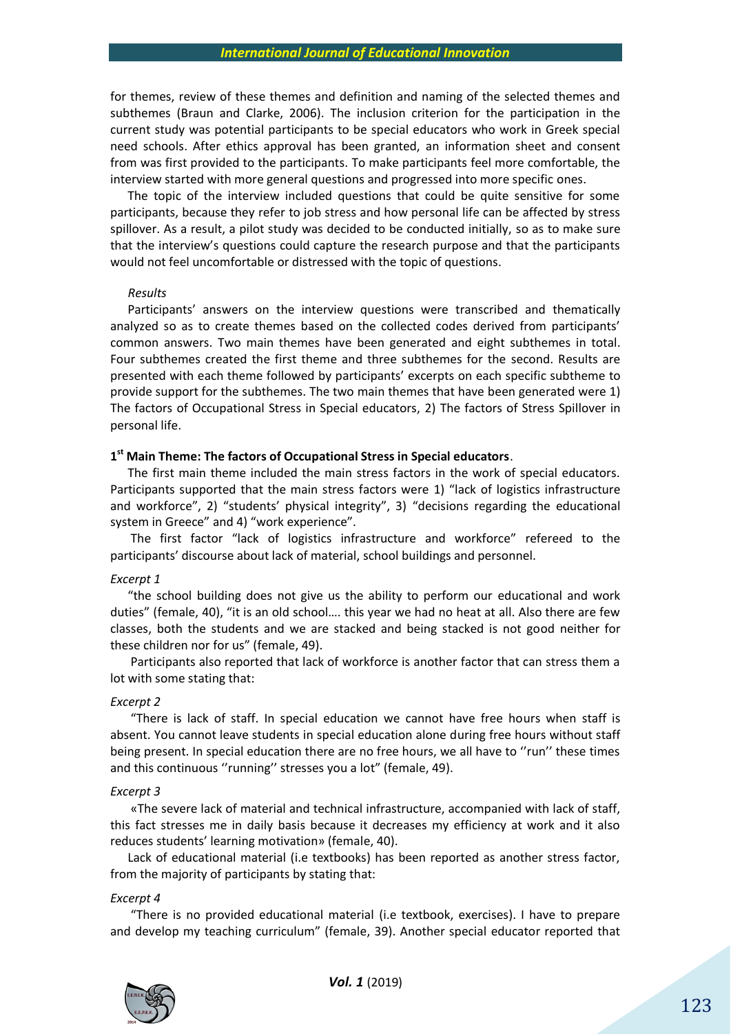for themes, review of these themes and definition and naming of the selected themes and subthemes (Braun and Clarke, 2006). The inclusion criterion for the participation in the current study was potential participants to be special educators who work in Greek special need schools. After ethics approval has been granted, an information sheet and consent from was first provided to the participants. To make participants feel more comfortable, the interview started with more general questions and progressed into more specific ones.

The topic of the interview included questions that could be quite sensitive for some participants, because they refer to job stress and how personal life can be affected by stress spillover. As a result, a pilot study was decided to be conducted initially, so as to make sure that the interview's questions could capture the research purpose and that the participants would not feel uncomfortable or distressed with the topic of questions.

*Results*

Participants' answers on the interview questions were transcribed and thematically analyzed so as to create themes based on the collected codes derived from participants' common answers. Two main themes have been generated and eight subthemes in total. Four subthemes created the first theme and three subthemes for the second. Results are presented with each theme followed by participants' excerpts on each specific subtheme to provide support for the subthemes. The two main themes that have been generated were 1) The factors of Occupational Stress in Special educators, 2) The factors of Stress Spillover in personal life.

**1st Main Theme: The factors of Occupational Stress in Special educators**.

The first main theme included the main stress factors in the work of special educators. Participants supported that the main stress factors were 1) "lack of logistics infrastructure and workforce", 2) "students' physical integrity", 3) "decisions regarding the educational system in Greece" and 4) "work experience".

The first factor "lack of logistics infrastructure and workforce" refereed to the participants' discourse about lack of material, school buildings and personnel.

*Excerpt 1*

"the school building does not give us the ability to perform our educational and work duties" (female, 40), "it is an old school…. this year we had no heat at all. Also there are few classes, both the students and we are stacked and being stacked is not good neither for these children nor for us" (female, 49).

Participants also reported that lack of workforce is another factor that can stress them a lot with some stating that:

*Excerpt 2*

"There is lack of staff. In special education we cannot have free hours when staff is absent. You cannot leave students in special education alone during free hours without staff being present. In special education there are no free hours, we all have to ''run'' these times and this continuous ''running'' stresses you a lot" (female, 49).

*Excerpt 3*

«The severe lack of material and technical infrastructure, accompanied with lack of staff, this fact stresses me in daily basis because it decreases my efficiency at work and it also reduces students' learning motivation» (female, 40).

Lack of educational material (i.e textbooks) has been reported as another stress factor, from the majority of participants by stating that:

*Excerpt 4*

"There is no provided educational material (i.e textbook, exercises). I have to prepare and develop my teaching curriculum" (female, 39). Another special educator reported that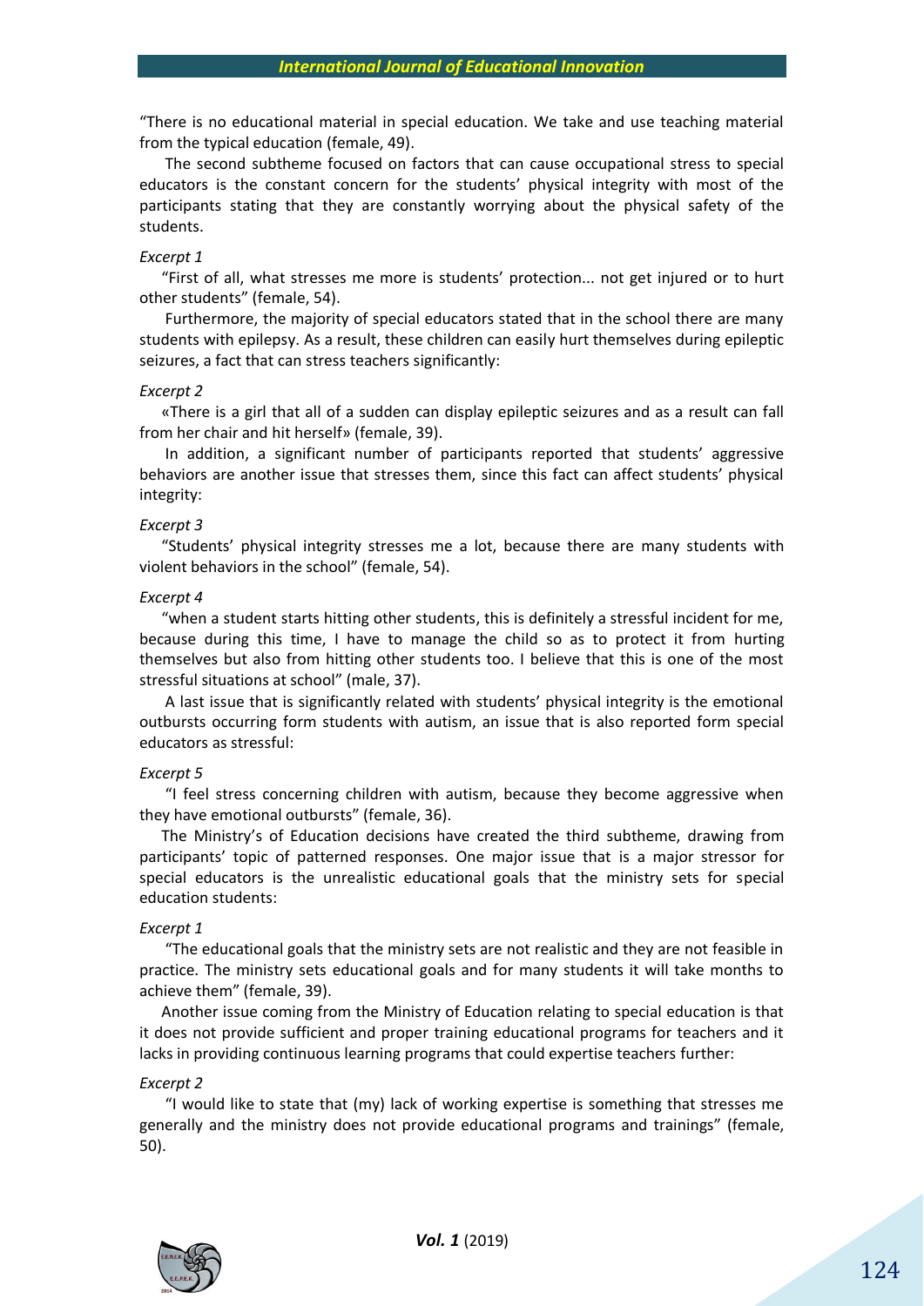"There is no educational material in special education. We take and use teaching material from the typical education (female, 49).

The second subtheme focused on factors that can cause occupational stress to special educators is the constant concern for the students' physical integrity with most of the participants stating that they are constantly worrying about the physical safety of the students.

*Excerpt 1*

"First of all, what stresses me more is students' protection... not get injured or to hurt other students" (female, 54).

Furthermore, the majority of special educators stated that in the school there are many students with epilepsy. As a result, these children can easily hurt themselves during epileptic seizures, a fact that can stress teachers significantly:

*Excerpt 2*

«There is a girl that all of a sudden can display epileptic seizures and as a result can fall from her chair and hit herself» (female, 39).

In addition, a significant number of participants reported that students' aggressive behaviors are another issue that stresses them, since this fact can affect students' physical integrity:

*Excerpt 3*

"Students' physical integrity stresses me a lot, because there are many students with violent behaviors in the school" (female, 54).

*Excerpt 4*

"when a student starts hitting other students, this is definitely a stressful incident for me, because during this time, I have to manage the child so as to protect it from hurting themselves but also from hitting other students too. I believe that this is one of the most stressful situations at school" (male, 37).

A last issue that is significantly related with students' physical integrity is the emotional outbursts occurring form students with autism, an issue that is also reported form special educators as stressful:

*Excerpt 5*

"I feel stress concerning children with autism, because they become aggressive when they have emotional outbursts" (female, 36).

The Ministry's of Education decisions have created the third subtheme, drawing from participants' topic of patterned responses. One major issue that is a major stressor for special educators is the unrealistic educational goals that the ministry sets for special education students:

*Excerpt 1*

"The educational goals that the ministry sets are not realistic and they are not feasible in practice. The ministry sets educational goals and for many students it will take months to achieve them" (female, 39).

Another issue coming from the Ministry of Education relating to special education is that it does not provide sufficient and proper training educational programs for teachers and it lacks in providing continuous learning programs that could expertise teachers further:

*Excerpt 2*

"I would like to state that (my) lack of working expertise is something that stresses me generally and the ministry does not provide educational programs and trainings" (female, 50).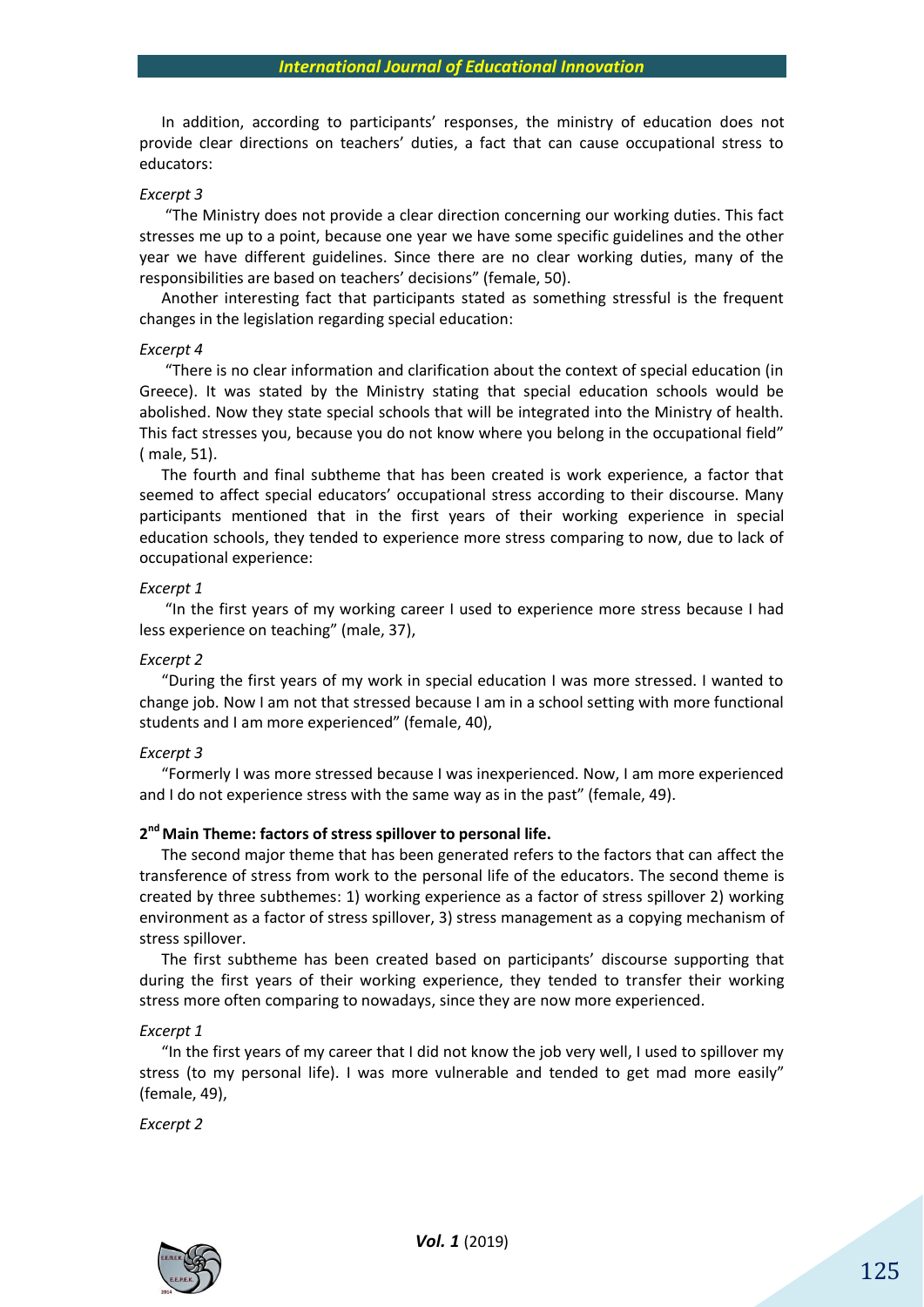In addition, according to participants' responses, the ministry of education does not provide clear directions on teachers' duties, a fact that can cause occupational stress to educators:

*Excerpt 3*

"The Ministry does not provide a clear direction concerning our working duties. This fact stresses me up to a point, because one year we have some specific guidelines and the other year we have different guidelines. Since there are no clear working duties, many of the responsibilities are based on teachers' decisions" (female, 50).

Another interesting fact that participants stated as something stressful is the frequent changes in the legislation regarding special education:

*Excerpt 4*

"There is no clear information and clarification about the context of special education (in Greece). It was stated by the Ministry stating that special education schools would be abolished. Now they state special schools that will be integrated into the Ministry of health. This fact stresses you, because you do not know where you belong in the occupational field" ( male, 51).

The fourth and final subtheme that has been created is work experience, a factor that seemed to affect special educators' occupational stress according to their discourse. Many participants mentioned that in the first years of their working experience in special education schools, they tended to experience more stress comparing to now, due to lack of occupational experience:

*Excerpt 1*

"In the first years of my working career I used to experience more stress because I had less experience on teaching" (male, 37),

*Excerpt 2*

"During the first years of my work in special education I was more stressed. I wanted to change job. Now I am not that stressed because I am in a school setting with more functional students and I am more experienced" (female, 40),

*Excerpt 3*

"Formerly I was more stressed because I was inexperienced. Now, I am more experienced and I do not experience stress with the same way as in the past" (female, 49).

**2nd Main Theme: factors of stress spillover to personal life.**

The second major theme that has been generated refers to the factors that can affect the transference of stress from work to the personal life of the educators. The second theme is created by three subthemes: 1) working experience as a factor of stress spillover 2) working environment as a factor of stress spillover, 3) stress management as a copying mechanism of stress spillover.

The first subtheme has been created based on participants' discourse supporting that during the first years of their working experience, they tended to transfer their working stress more often comparing to nowadays, since they are now more experienced.

*Excerpt 1*

"In the first years of my career that I did not know the job very well, I used to spillover my stress (to my personal life). I was more vulnerable and tended to get mad more easily" (female, 49),

*Excerpt 2*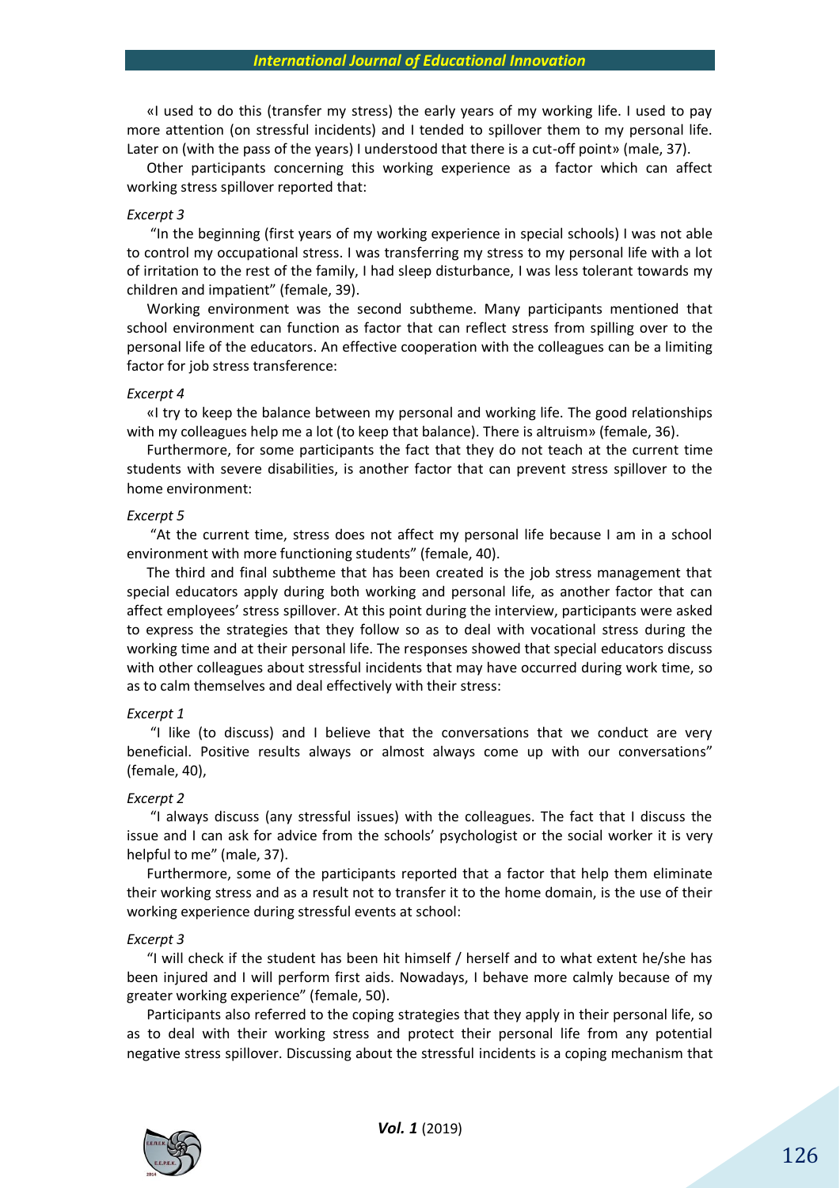«I used to do this (transfer my stress) the early years of my working life. I used to pay more attention (on stressful incidents) and I tended to spillover them to my personal life. Later on (with the pass of the years) I understood that there is a cut-off point» (male, 37).

Other participants concerning this working experience as a factor which can affect working stress spillover reported that:

*Excerpt 3*

"In the beginning (first years of my working experience in special schools) I was not able to control my occupational stress. I was transferring my stress to my personal life with a lot of irritation to the rest of the family, I had sleep disturbance, I was less tolerant towards my children and impatient" (female, 39).

Working environment was the second subtheme. Many participants mentioned that school environment can function as factor that can reflect stress from spilling over to the personal life of the educators. An effective cooperation with the colleagues can be a limiting factor for job stress transference:

*Excerpt 4*

«I try to keep the balance between my personal and working life. The good relationships with my colleagues help me a lot (to keep that balance). There is altruism» (female, 36).

Furthermore, for some participants the fact that they do not teach at the current time students with severe disabilities, is another factor that can prevent stress spillover to the home environment:

*Excerpt 5*

"At the current time, stress does not affect my personal life because I am in a school environment with more functioning students" (female, 40).

The third and final subtheme that has been created is the job stress management that special educators apply during both working and personal life, as another factor that can affect employees' stress spillover. At this point during the interview, participants were asked to express the strategies that they follow so as to deal with vocational stress during the working time and at their personal life. The responses showed that special educators discuss with other colleagues about stressful incidents that may have occurred during work time, so as to calm themselves and deal effectively with their stress:

*Excerpt 1*

"I like (to discuss) and I believe that the conversations that we conduct are very beneficial. Positive results always or almost always come up with our conversations" (female, 40),

*Excerpt 2*

"I always discuss (any stressful issues) with the colleagues. The fact that I discuss the issue and I can ask for advice from the schools' psychologist or the social worker it is very helpful to me" (male, 37).

Furthermore, some of the participants reported that a factor that help them eliminate their working stress and as a result not to transfer it to the home domain, is the use of their working experience during stressful events at school:

*Excerpt 3*

"I will check if the student has been hit himself / herself and to what extent he/she has been injured and I will perform first aids. Nowadays, I behave more calmly because of my greater working experience" (female, 50).

Participants also referred to the coping strategies that they apply in their personal life, so as to deal with their working stress and protect their personal life from any potential negative stress spillover. Discussing about the stressful incidents is a coping mechanism that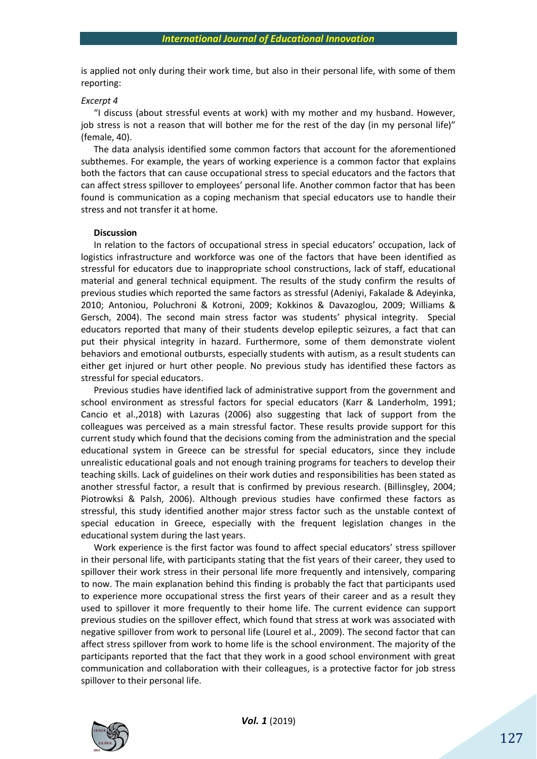is applied not only during their work time, but also in their personal life, with some of them reporting:

*Excerpt 4*

"I discuss (about stressful events at work) with my mother and my husband. However, job stress is not a reason that will bother me for the rest of the day (in my personal life)" (female, 40).

The data analysis identified some common factors that account for the aforementioned subthemes. For example, the years of working experience is a common factor that explains both the factors that can cause occupational stress to special educators and the factors that can affect stress spillover to employees' personal life. Another common factor that has been found is communication as a coping mechanism that special educators use to handle their stress and not transfer it at home.

**Discussion**

In relation to the factors of occupational stress in special educators' occupation, lack of logistics infrastructure and workforce was one of the factors that have been identified as stressful for educators due to inappropriate school constructions, lack of staff, educational material and general technical equipment. The results of the study confirm the results of previous studies which reported the same factors as stressful (Adeniyi, Fakalade & Adeyinka, 2010; Antoniou, Poluchroni & Kotroni, 2009; Kokkinos & Davazoglou, 2009; Williams & Gersch, 2004). The second main stress factor was students' physical integrity. Special educators reported that many of their students develop epileptic seizures, a fact that can put their physical integrity in hazard. Furthermore, some of them demonstrate violent behaviors and emotional outbursts, especially students with autism, as a result students can either get injured or hurt other people. No previous study has identified these factors as stressful for special educators.

Previous studies have identified lack of administrative support from the government and school environment as stressful factors for special educators (Karr & Landerholm, 1991; Cancio et al.,2018) with Lazuras (2006) also suggesting that lack of support from the colleagues was perceived as a main stressful factor. These results provide support for this current study which found that the decisions coming from the administration and the special educational system in Greece can be stressful for special educators, since they include unrealistic educational goals and not enough training programs for teachers to develop their teaching skills. Lack of guidelines on their work duties and responsibilities has been stated as another stressful factor, a result that is confirmed by previous research. (Billinsgley, 2004; Piotrowksi & Palsh, 2006). Although previous studies have confirmed these factors as stressful, this study identified another major stress factor such as the unstable context of special education in Greece, especially with the frequent legislation changes in the educational system during the last years.

Work experience is the first factor was found to affect special educators' stress spillover in their personal life, with participants stating that the fist years of their career, they used to spillover their work stress in their personal life more frequently and intensively, comparing to now. The main explanation behind this finding is probably the fact that participants used to experience more occupational stress the first years of their career and as a result they used to spillover it more frequently to their home life. The current evidence can support previous studies on the spillover effect, which found that stress at work was associated with negative spillover from work to personal life (Lourel et al., 2009). The second factor that can affect stress spillover from work to home life is the school environment. The majority of the participants reported that the fact that they work in a good school environment with great communication and collaboration with their colleagues, is a protective factor for job stress spillover to their personal life.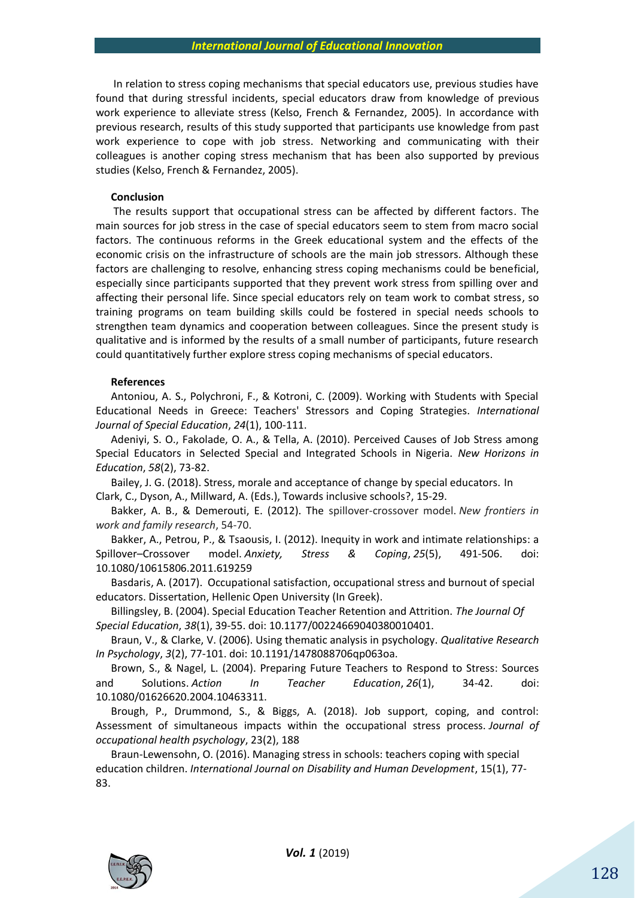In relation to stress coping mechanisms that special educators use, previous studies have found that during stressful incidents, special educators draw from knowledge of previous work experience to alleviate stress (Kelso, French & Fernandez, 2005). In accordance with previous research, results of this study supported that participants use knowledge from past work experience to cope with job stress. Networking and communicating with their colleagues is another coping stress mechanism that has been also supported by previous studies (Kelso, French & Fernandez, 2005).

**Conclusion**

The results support that occupational stress can be affected by different factors. The main sources for job stress in the case of special educators seem to stem from macro social factors. The continuous reforms in the Greek educational system and the effects of the economic crisis on the infrastructure of schools are the main job stressors. Although these factors are challenging to resolve, enhancing stress coping mechanisms could be beneficial, especially since participants supported that they prevent work stress from spilling over and affecting their personal life. Since special educators rely on team work to combat stress, so training programs on team building skills could be fostered in special needs schools to strengthen team dynamics and cooperation between colleagues. Since the present study is qualitative and is informed by the results of a small number of participants, future research could quantitatively further explore stress coping mechanisms of special educators.

**References**

Antoniou, A. S., Polychroni, F., & Kotroni, C. (2009). Working with Students with Special Educational Needs in Greece: Teachers' Stressors and Coping Strategies. *International Journal of Special Education*, *24*(1), 100-111.

Adeniyi, S. O., Fakolade, O. A., & Tella, A. (2010). Perceived Causes of Job Stress among Special Educators in Selected Special and Integrated Schools in Nigeria. *New Horizons in Education*, *58*(2), 73-82.

Bailey, J. G. (2018). Stress, morale and acceptance of change by special educators. In Clark, C., Dyson, A., Millward, A. (Eds.), Towards inclusive schools?, 15-29.

Bakker, A. B., & Demerouti, E. (2012). The spillover-crossover model. *New frontiers in work and family research*, 54-70.

Bakker, A., Petrou, P., & Tsaousis, I. (2012). Inequity in work and intimate relationships: a Spillover–Crossover model. *Anxiety, Stress & Coping*, *25*(5), 491-506. doi: 10.1080/10615806.2011.619259

Basdaris, A. (2017). Occupational satisfaction, occupational stress and burnout of special educators. Dissertation, Hellenic Open University (In Greek).

Billingsley, B. (2004). Special Education Teacher Retention and Attrition. *The Journal Of Special Education*, *38*(1), 39-55. doi: 10.1177/00224669040380010401.

Braun, V., & Clarke, V. (2006). Using thematic analysis in psychology. *Qualitative Research In Psychology*, *3*(2), 77-101. doi: 10.1191/1478088706qp063oa.

Brown, S., & Nagel, L. (2004). Preparing Future Teachers to Respond to Stress: Sources and Solutions. *Action In Teacher Education*, *26*(1), 34-42. doi: 10.1080/01626620.2004.10463311.

Brough, P., Drummond, S., & Biggs, A. (2018). Job support, coping, and control: Assessment of simultaneous impacts within the occupational stress process. *Journal of occupational health psychology*, 23(2), 188

Braun-Lewensohn, O. (2016). Managing stress in schools: teachers coping with special education children. *International Journal on Disability and Human Development*, 15(1), 77-83.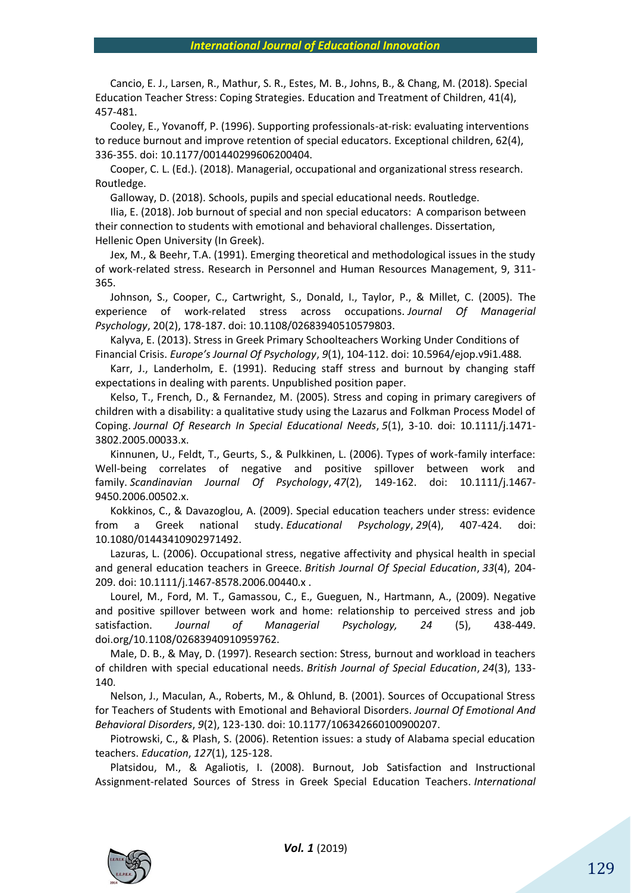Cancio, E. J., Larsen, R., Mathur, S. R., Estes, M. B., Johns, B., & Chang, M. (2018). Special Education Teacher Stress: Coping Strategies. Education and Treatment of Children, 41(4), 457-481.

Cooley, E., Yovanoff, P. (1996). Supporting professionals-at-risk: evaluating interventions to reduce burnout and improve retention of special educators. Exceptional children, 62(4), 336-355. doi: 10.1177/001440299606200404.

Cooper, C. L. (Ed.). (2018). Managerial, occupational and organizational stress research. Routledge.

Galloway, D. (2018). Schools, pupils and special educational needs. Routledge.

Ilia, E. (2018). Job burnout of special and non special educators: A comparison between their connection to students with emotional and behavioral challenges. Dissertation, Hellenic Open University (In Greek).

Jex, M., & Beehr, T.A. (1991). Emerging theoretical and methodological issues in the study of work-related stress. Research in Personnel and Human Resources Management, 9, 311-365.

Johnson, S., Cooper, C., Cartwright, S., Donald, I., Taylor, P., & Millet, C. (2005). The experience of work-related stress across occupations. *Journal Of Managerial Psychology*, 20(2), 178-187. doi: 10.1108/02683940510579803.

Kalyva, E. (2013). Stress in Greek Primary Schoolteachers Working Under Conditions of Financial Crisis. *Europe's Journal Of Psychology*, *9*(1), 104-112. doi: 10.5964/ejop.v9i1.488.

Karr, J., Landerholm, E. (1991). Reducing staff stress and burnout by changing staff expectations in dealing with parents. Unpublished position paper.

Kelso, T., French, D., & Fernandez, M. (2005). Stress and coping in primary caregivers of children with a disability: a qualitative study using the Lazarus and Folkman Process Model of Coping. *Journal Of Research In Special Educational Needs*, *5*(1), 3-10. doi: 10.1111/j.1471-3802.2005.00033.x.

Kinnunen, U., Feldt, T., Geurts, S., & Pulkkinen, L. (2006). Types of work-family interface: Well-being correlates of negative and positive spillover between work and family. *Scandinavian Journal Of Psychology*, *47*(2), 149-162. doi: 10.1111/j.1467-9450.2006.00502.x.

Kokkinos, C., & Davazoglou, A. (2009). Special education teachers under stress: evidence from a Greek national study. *Educational Psychology*, *29*(4), 407-424. doi: 10.1080/01443410902971492.

Lazuras, L. (2006). Occupational stress, negative affectivity and physical health in special and general education teachers in Greece. *British Journal Of Special Education*, *33*(4), 204-209. doi: 10.1111/j.1467-8578.2006.00440.x .

Lourel, M., Ford, M. T., Gamassou, C., E., Gueguen, N., Hartmann, A., (2009). Negative and positive spillover between work and home: relationship to perceived stress and job satisfaction. *Journal of Managerial Psychology, 24* (5), 438-449. doi.org/10.1108/02683940910959762.

Male, D. B., & May, D. (1997). Research section: Stress, burnout and workload in teachers of children with special educational needs. *British Journal of Special Education*, *24*(3), 133-140.

Nelson, J., Maculan, A., Roberts, M., & Ohlund, B. (2001). Sources of Occupational Stress for Teachers of Students with Emotional and Behavioral Disorders. *Journal Of Emotional And Behavioral Disorders*, *9*(2), 123-130. doi: 10.1177/106342660100900207.

Piotrowski, C., & Plash, S. (2006). Retention issues: a study of Alabama special education teachers. *Education*, *127*(1), 125-128.

Platsidou, M., & Agaliotis, I. (2008). Burnout, Job Satisfaction and Instructional Assignment-related Sources of Stress in Greek Special Education Teachers. *International*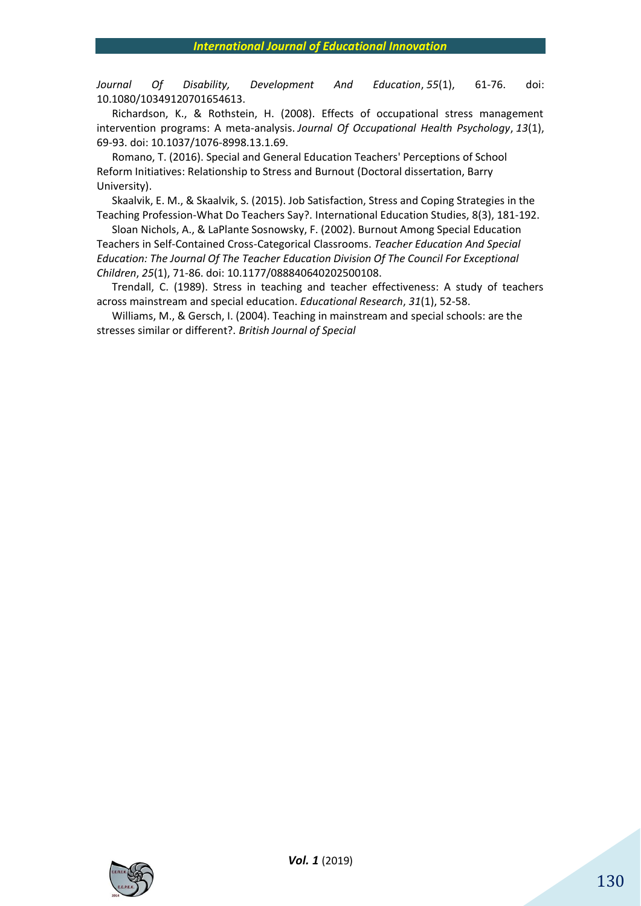*Journal Of Disability, Development And Education*, *55*(1), 61-76. doi: 10.1080/10349120701654613.

Richardson, K., & Rothstein, H. (2008). Effects of occupational stress management intervention programs: A meta-analysis. *Journal Of Occupational Health Psychology*, *13*(1), 69-93. doi: 10.1037/1076-8998.13.1.69.

Romano, T. (2016). Special and General Education Teachers' Perceptions of School Reform Initiatives: Relationship to Stress and Burnout (Doctoral dissertation, Barry University).

Skaalvik, E. M., & Skaalvik, S. (2015). Job Satisfaction, Stress and Coping Strategies in the Teaching Profession-What Do Teachers Say?. International Education Studies, 8(3), 181-192.

Sloan Nichols, A., & LaPlante Sosnowsky, F. (2002). Burnout Among Special Education Teachers in Self-Contained Cross-Categorical Classrooms. *Teacher Education And Special Education: The Journal Of The Teacher Education Division Of The Council For Exceptional Children*, *25*(1), 71-86. doi: 10.1177/088840640202500108.

Trendall, C. (1989). Stress in teaching and teacher effectiveness: A study of teachers across mainstream and special education. *Educational Research*, *31*(1), 52-58.

Williams, M., & Gersch, I. (2004). Teaching in mainstream and special schools: are the stresses similar or different?. *British Journal of Special*